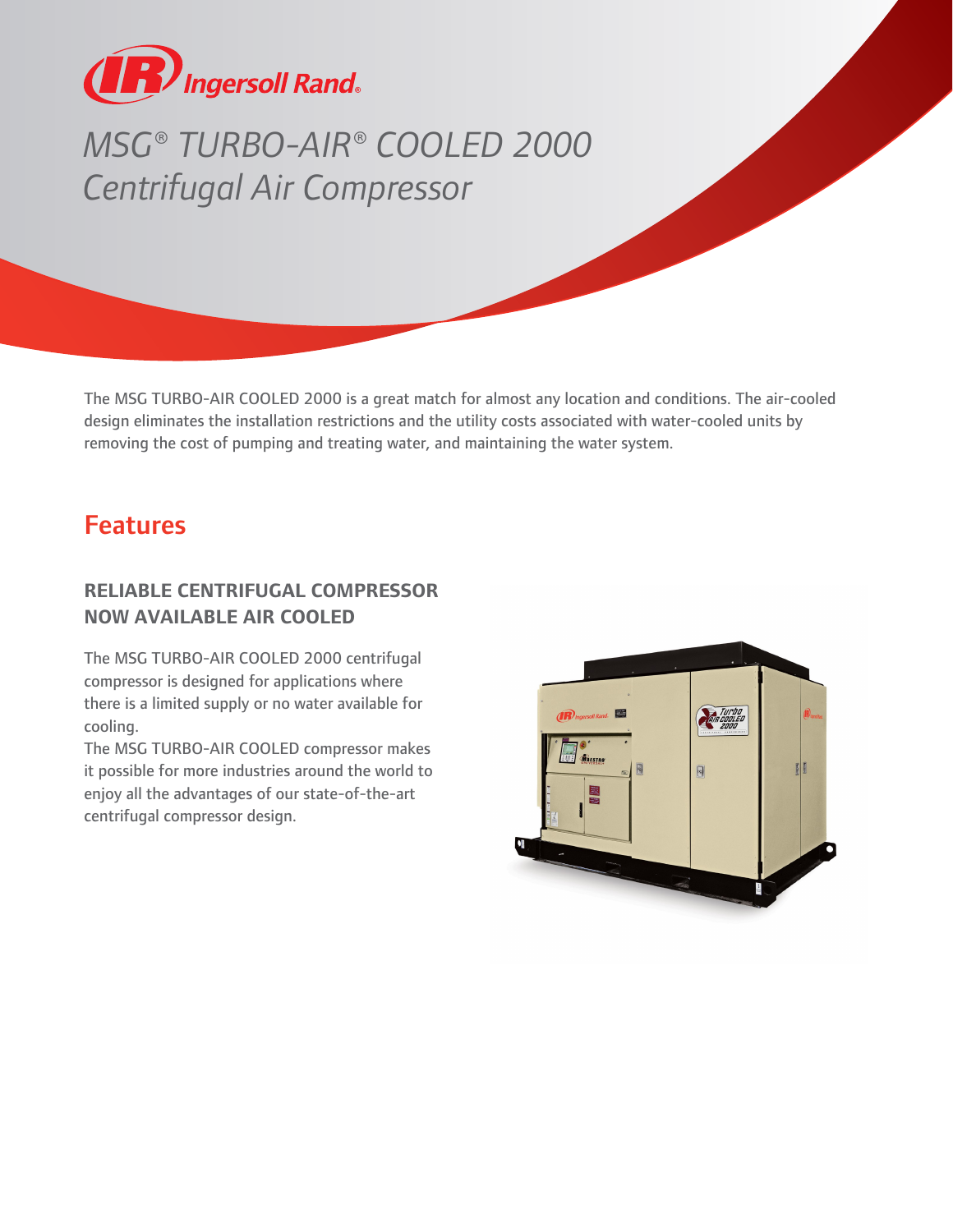# MSG® TURBO-AIR® COOLED 2000 Centrifugal Air Compressor

The MSG TURBO-AIR COOLED 2000 is a great match for almost any location and conditions. The air-cooled design eliminates the installation restrictions and the utility costs associated with water-cooled units by removing the cost of pumping and treating water, and maintaining the water system.

## Features

### RELIABLE CENTRIFUGAL COMPRESSOR NOW AVAILABLE AIR COOLED

The MSG TURBO-AIR COOLED 2000 centrifugal compressor is designed for applications where there is a limited supply or no water available for cooling.

The MSG TURBO-AIR COOLED compressor makes it possible for more industries around the world to enjoy all the advantages of our state-of-the-art centrifugal compressor design.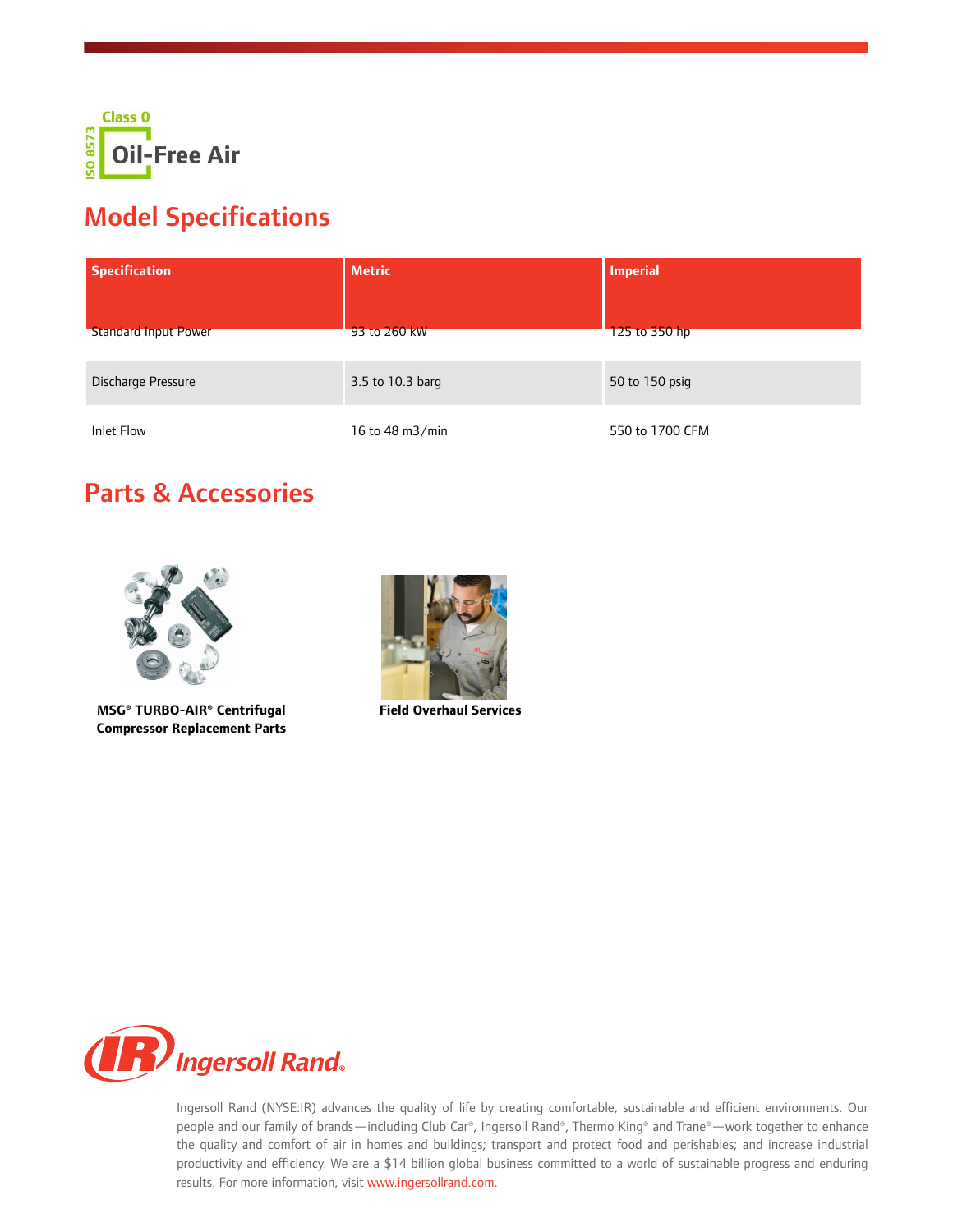Class 0
ISO 8573
Oil-Free Air

## Model Specifications

| Specification | Metric | Imperial |
|---|---|---|
| Standard Input Power | 93 to 260 kW | 125 to 350 hp |
| Discharge Pressure | 3.5 to 10.3 barg | 50 to 150 psig |
| Inlet Flow | 16 to 48 m3/min | 550 to 1700 CFM |

## Parts & Accessories

**MSG® TURBO-AIR® Centrifugal Compressor Replacement Parts**

**Field Overhaul Services**

Ingersoll Rand

Ingersoll Rand (NYSE:IR) advances the quality of life by creating comfortable, sustainable and efficient environments. Our people and our family of brands—including Club Car®, Ingersoll Rand®, Thermo King® and Trane®—work together to enhance the quality and comfort of air in homes and buildings; transport and protect food and perishables; and increase industrial productivity and efficiency. We are a $14 billion global business committed to a world of sustainable progress and enduring results. For more information, visit www.ingersollrand.com.